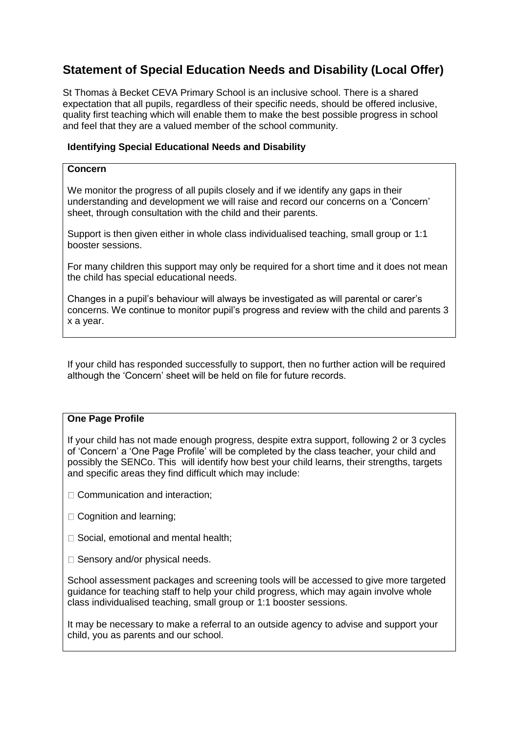# Statement of Special Education Needs and Disability (Local Offer)

St Thomas à Becket CEVA Primary School is an inclusive school. There is a shared expectation that all pupils, regardless of their specific needs, should be offered inclusive, quality first teaching which will enable them to make the best possible progress in school and feel that they are a valued member of the school community.

### Identifying Special Educational Needs and Disability

**Concern**

We monitor the progress of all pupils closely and if we identify any gaps in their understanding and development we will raise and record our concerns on a 'Concern' sheet, through consultation with the child and their parents.

Support is then given either in whole class individualised teaching, small group or 1:1 booster sessions.

For many children this support may only be required for a short time and it does not mean the child has special educational needs.

Changes in a pupil's behaviour will always be investigated as will parental or carer's concerns. We continue to monitor pupil's progress and review with the child and parents 3 x a year.

If your child has responded successfully to support, then no further action will be required although the 'Concern' sheet will be held on file for future records.

**One Page Profile**

If your child has not made enough progress, despite extra support, following 2 or 3 cycles of 'Concern' a 'One Page Profile' will be completed by the class teacher, your child and possibly the SENCo. This will identify how best your child learns, their strengths, targets and specific areas they find difficult which may include:

- Communication and interaction;
- Cognition and learning;
- Social, emotional and mental health;
- Sensory and/or physical needs.

School assessment packages and screening tools will be accessed to give more targeted guidance for teaching staff to help your child progress, which may again involve whole class individualised teaching, small group or 1:1 booster sessions.

It may be necessary to make a referral to an outside agency to advise and support your child, you as parents and our school.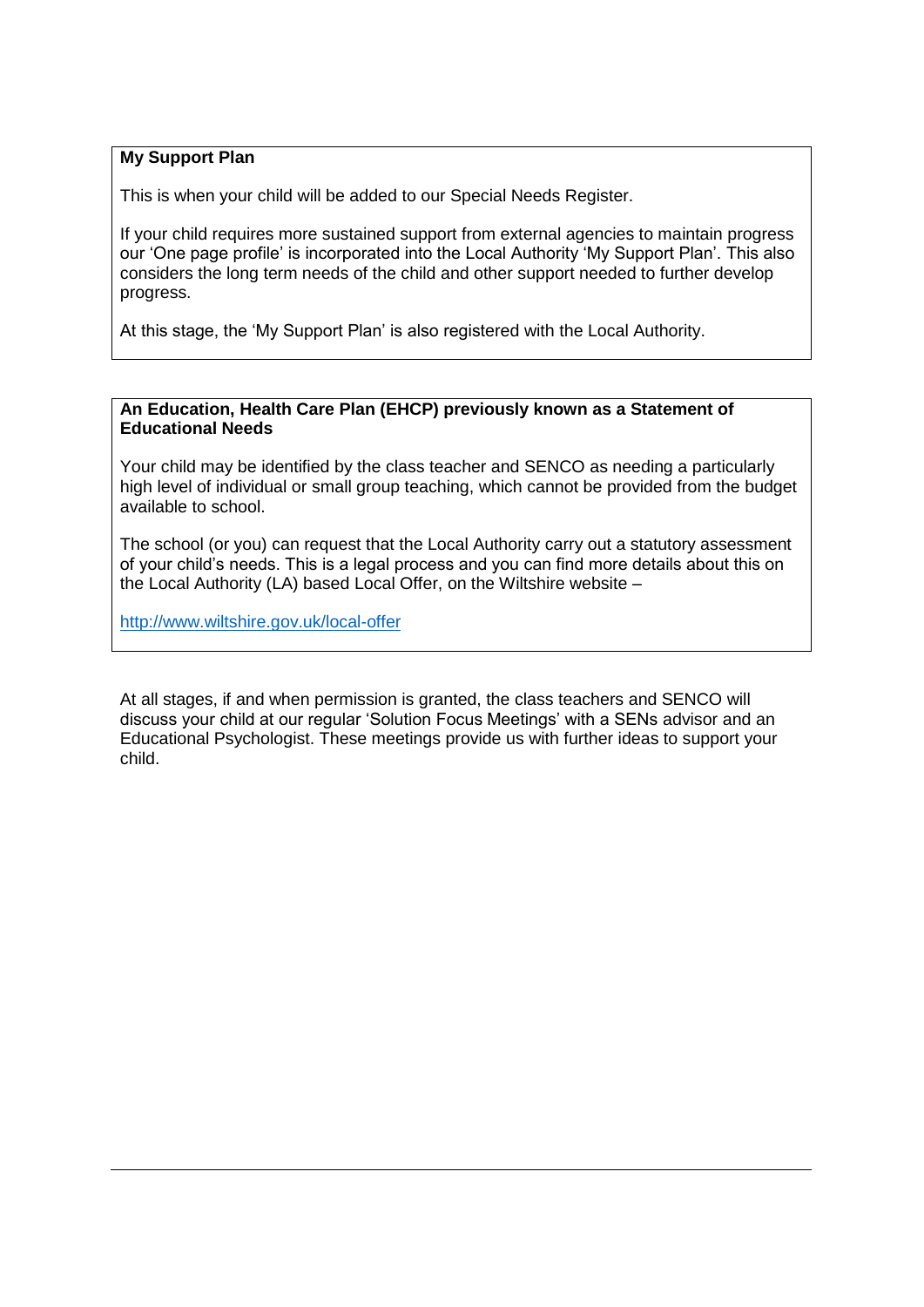**My Support Plan**

This is when your child will be added to our Special Needs Register.

If your child requires more sustained support from external agencies to maintain progress our 'One page profile' is incorporated into the Local Authority 'My Support Plan'. This also considers the long term needs of the child and other support needed to further develop progress.

At this stage, the 'My Support Plan' is also registered with the Local Authority.

**An Education, Health Care Plan (EHCP) previously known as a Statement of Educational Needs**

Your child may be identified by the class teacher and SENCO as needing a particularly high level of individual or small group teaching, which cannot be provided from the budget available to school.

The school (or you) can request that the Local Authority carry out a statutory assessment of your child's needs. This is a legal process and you can find more details about this on the Local Authority (LA) based Local Offer, on the Wiltshire website –

http://www.wiltshire.gov.uk/local-offer

At all stages, if and when permission is granted, the class teachers and SENCO will discuss your child at our regular 'Solution Focus Meetings' with a SENs advisor and an Educational Psychologist. These meetings provide us with further ideas to support your child.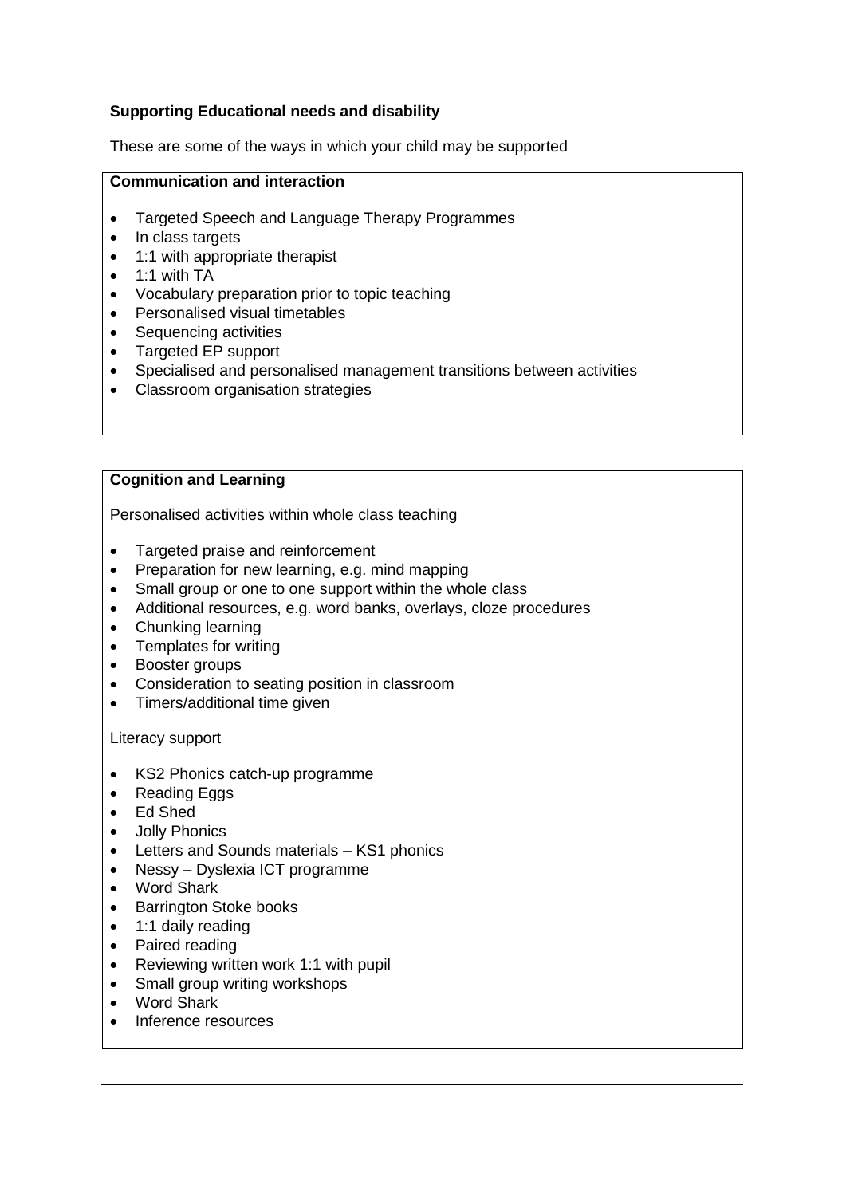**Supporting Educational needs and disability**

These are some of the ways in which your child may be supported

**Communication and interaction**

- Targeted Speech and Language Therapy Programmes
- In class targets
- 1:1 with appropriate therapist
- 1:1 with TA
- Vocabulary preparation prior to topic teaching
- Personalised visual timetables
- Sequencing activities
- Targeted EP support
- Specialised and personalised management transitions between activities
- Classroom organisation strategies

**Cognition and Learning**

Personalised activities within whole class teaching

- Targeted praise and reinforcement
- Preparation for new learning, e.g. mind mapping
- Small group or one to one support within the whole class
- Additional resources, e.g. word banks, overlays, cloze procedures
- Chunking learning
- Templates for writing
- Booster groups
- Consideration to seating position in classroom
- Timers/additional time given

Literacy support

- KS2 Phonics catch-up programme
- Reading Eggs
- Ed Shed
- Jolly Phonics
- Letters and Sounds materials – KS1 phonics
- Nessy – Dyslexia ICT programme
- Word Shark
- Barrington Stoke books
- 1:1 daily reading
- Paired reading
- Reviewing written work 1:1 with pupil
- Small group writing workshops
- Word Shark
- Inference resources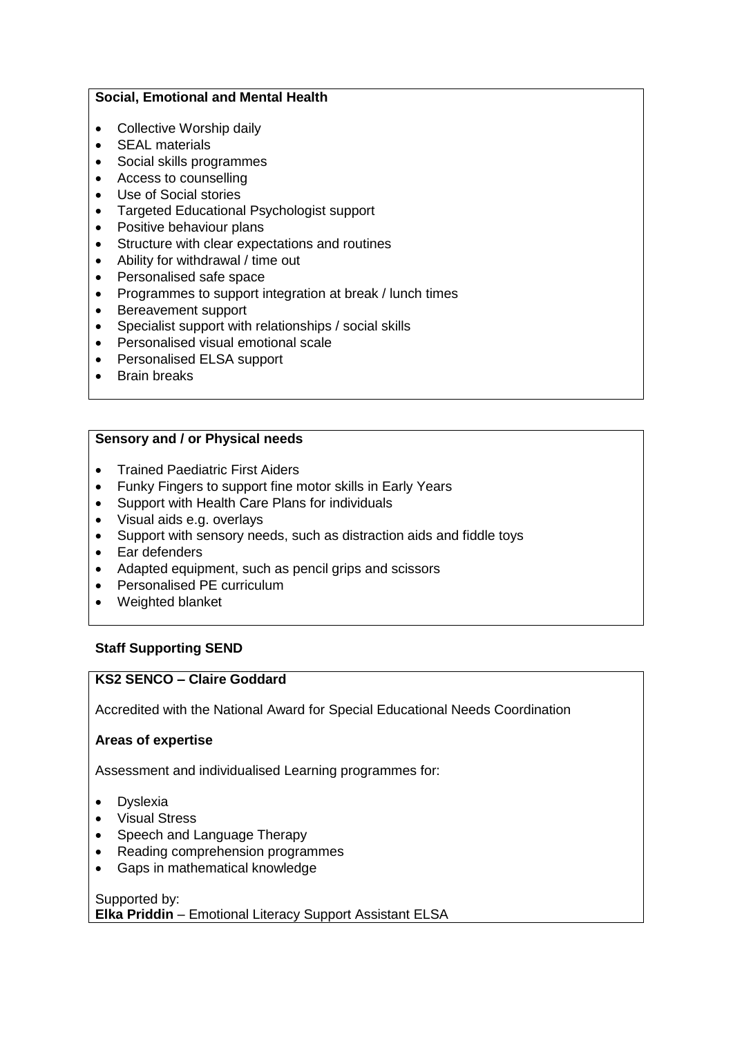**Social, Emotional and Mental Health**

- Collective Worship daily
- SEAL materials
- Social skills programmes
- Access to counselling
- Use of Social stories
- Targeted Educational Psychologist support
- Positive behaviour plans
- Structure with clear expectations and routines
- Ability for withdrawal / time out
- Personalised safe space
- Programmes to support integration at break / lunch times
- Bereavement support
- Specialist support with relationships / social skills
- Personalised visual emotional scale
- Personalised ELSA support
- Brain breaks

**Sensory and / or Physical needs**

- Trained Paediatric First Aiders
- Funky Fingers to support fine motor skills in Early Years
- Support with Health Care Plans for individuals
- Visual aids e.g. overlays
- Support with sensory needs, such as distraction aids and fiddle toys
- Ear defenders
- Adapted equipment, such as pencil grips and scissors
- Personalised PE curriculum
- Weighted blanket

**Staff Supporting SEND**

**KS2 SENCO – Claire Goddard**

Accredited with the National Award for Special Educational Needs Coordination

**Areas of expertise**

Assessment and individualised Learning programmes for:

- Dyslexia
- Visual Stress
- Speech and Language Therapy
- Reading comprehension programmes
- Gaps in mathematical knowledge

Supported by:
**Elka Priddin** – Emotional Literacy Support Assistant ELSA